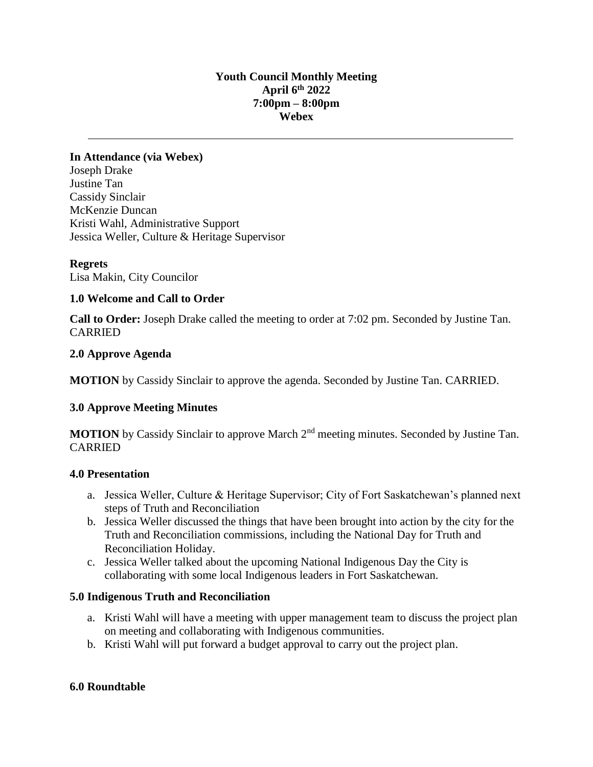**Youth Council Monthly Meeting**
**April 6th 2022**
**7:00pm – 8:00pm**
**Webex**

---

**In Attendance (via Webex)**
Joseph Drake
Justine Tan
Cassidy Sinclair
McKenzie Duncan
Kristi Wahl, Administrative Support
Jessica Weller, Culture & Heritage Supervisor

**Regrets**
Lisa Makin, City Councilor

### 1.0 Welcome and Call to Order

**Call to Order:** Joseph Drake called the meeting to order at 7:02 pm. Seconded by Justine Tan. CARRIED

### 2.0 Approve Agenda

**MOTION** by Cassidy Sinclair to approve the agenda. Seconded by Justine Tan. CARRIED.

### 3.0 Approve Meeting Minutes

**MOTION** by Cassidy Sinclair to approve March 2nd meeting minutes. Seconded by Justine Tan. CARRIED

### 4.0 Presentation

a. Jessica Weller, Culture & Heritage Supervisor; City of Fort Saskatchewan's planned next steps of Truth and Reconciliation
b. Jessica Weller discussed the things that have been brought into action by the city for the Truth and Reconciliation commissions, including the National Day for Truth and Reconciliation Holiday.
c. Jessica Weller talked about the upcoming National Indigenous Day the City is collaborating with some local Indigenous leaders in Fort Saskatchewan.

### 5.0 Indigenous Truth and Reconciliation

a. Kristi Wahl will have a meeting with upper management team to discuss the project plan on meeting and collaborating with Indigenous communities.
b. Kristi Wahl will put forward a budget approval to carry out the project plan.

### 6.0 Roundtable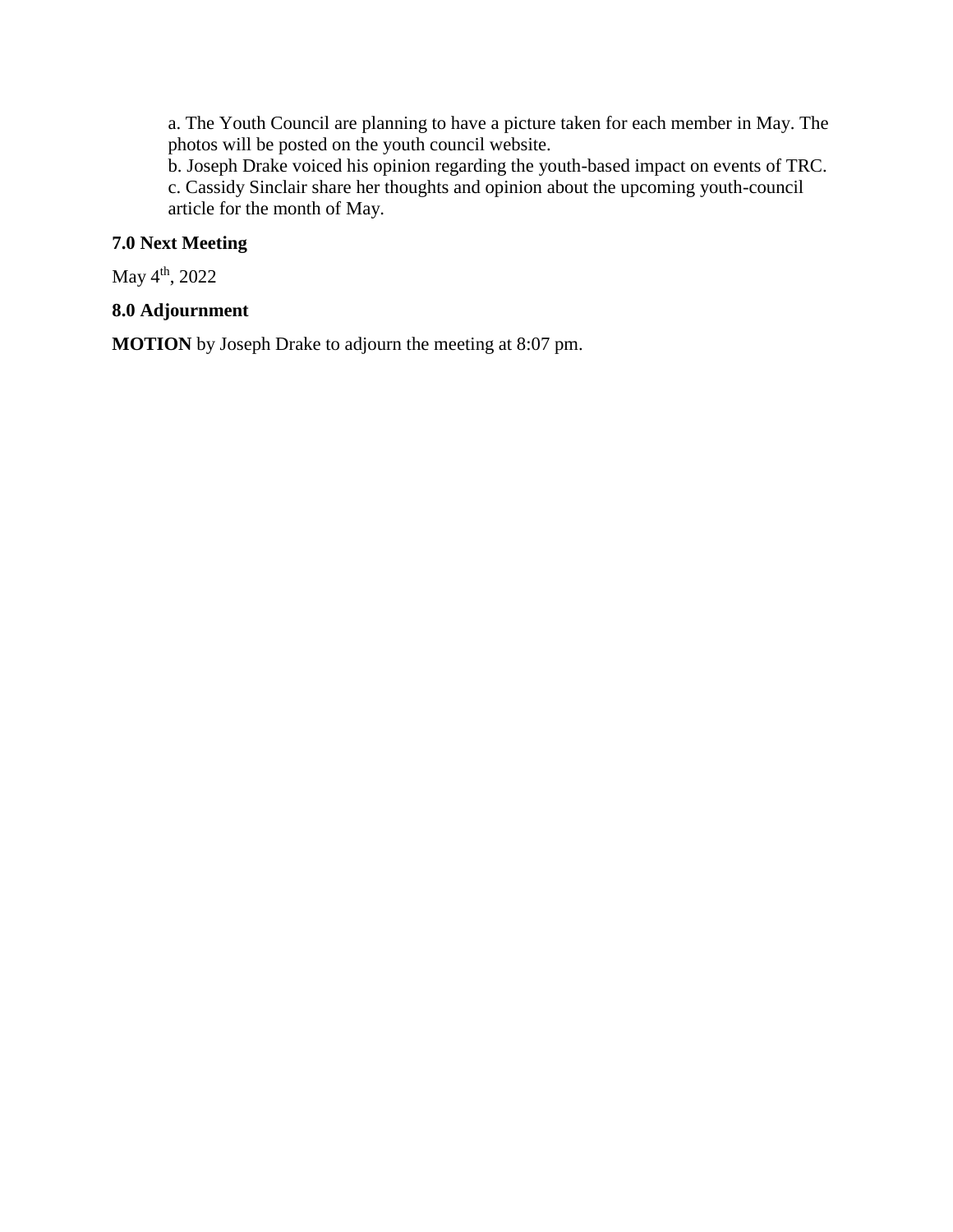a. The Youth Council are planning to have a picture taken for each member in May. The photos will be posted on the youth council website.
b. Joseph Drake voiced his opinion regarding the youth-based impact on events of TRC.
c. Cassidy Sinclair share her thoughts and opinion about the upcoming youth-council article for the month of May.

**7.0 Next Meeting**

May 4th, 2022

**8.0 Adjournment**

**MOTION** by Joseph Drake to adjourn the meeting at 8:07 pm.